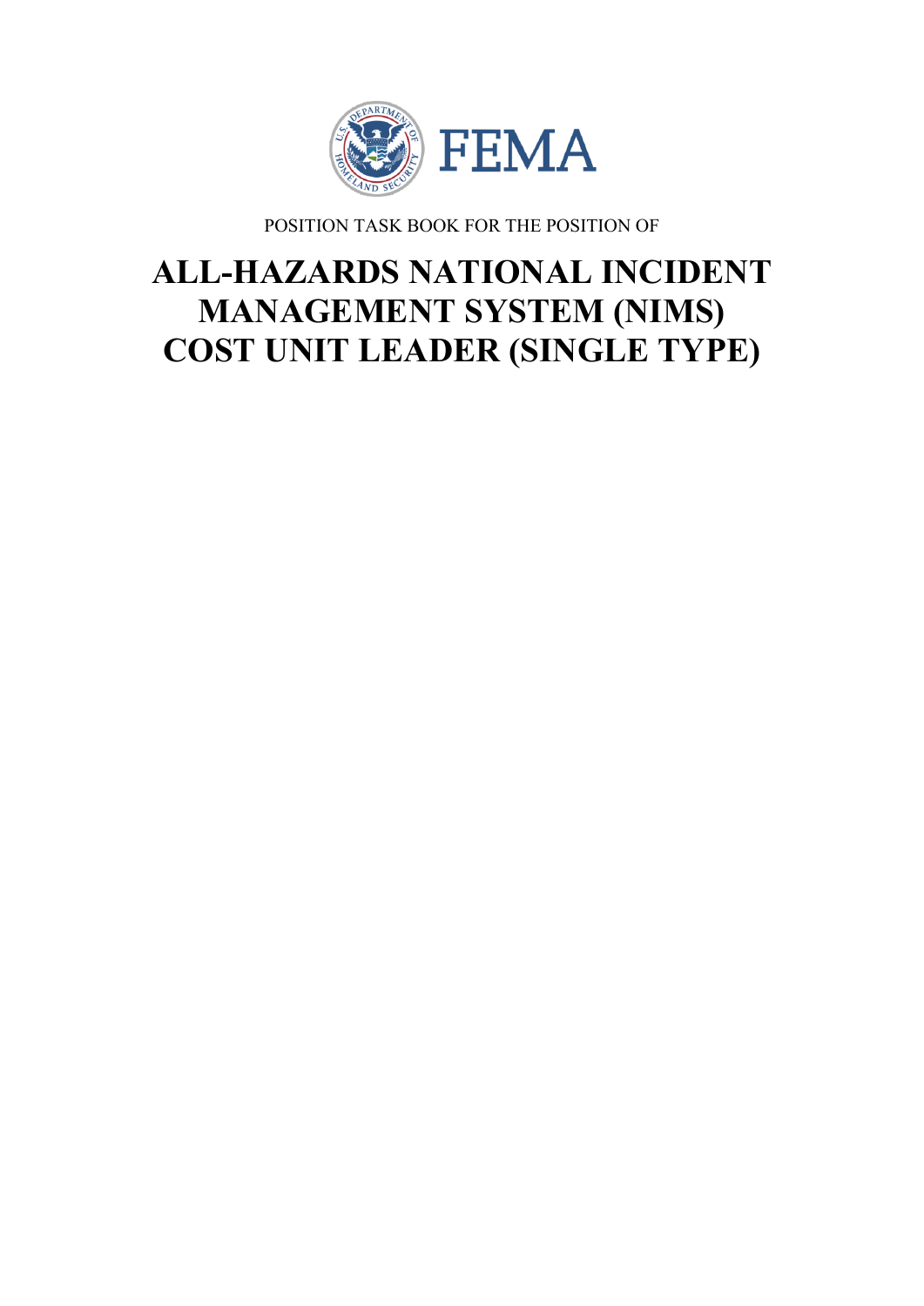FEMA

POSITION TASK BOOK FOR THE POSITION OF

# ALL-HAZARDS NATIONAL INCIDENT MANAGEMENT SYSTEM (NIMS) COST UNIT LEADER (SINGLE TYPE)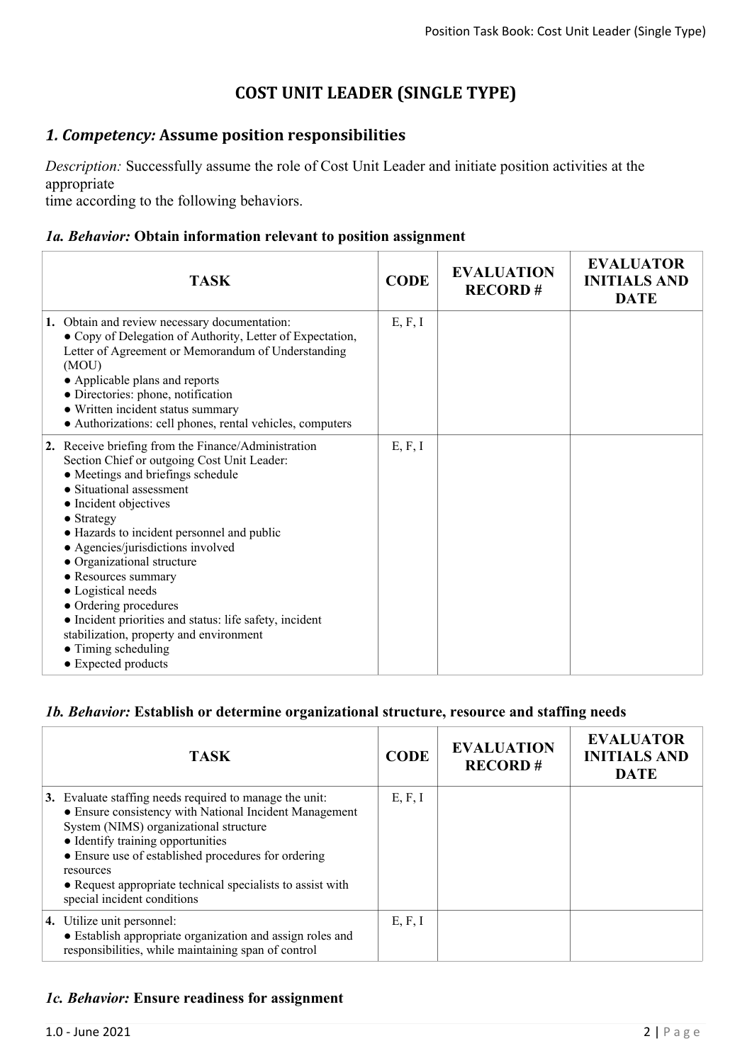# COST UNIT LEADER (SINGLE TYPE)

## *1. Competency:* Assume position responsibilities

*Description:* Successfully assume the role of Cost Unit Leader and initiate position activities at the appropriate time according to the following behaviors.

### *1a. Behavior:* Obtain information relevant to position assignment

| TASK | CODE | EVALUATION RECORD # | EVALUATOR INITIALS AND DATE |
|---|---|---|---|
| **1.** Obtain and review necessary documentation:<br>● Copy of Delegation of Authority, Letter of Expectation, Letter of Agreement or Memorandum of Understanding (MOU)<br>● Applicable plans and reports<br>● Directories: phone, notification<br>● Written incident status summary<br>● Authorizations: cell phones, rental vehicles, computers | E, F, I | | |
| **2.** Receive briefing from the Finance/Administration Section Chief or outgoing Cost Unit Leader:<br>● Meetings and briefings schedule<br>● Situational assessment<br>● Incident objectives<br>● Strategy<br>● Hazards to incident personnel and public<br>● Agencies/jurisdictions involved<br>● Organizational structure<br>● Resources summary<br>● Logistical needs<br>● Ordering procedures<br>● Incident priorities and status: life safety, incident stabilization, property and environment<br>● Timing scheduling<br>● Expected products | E, F, I | | |

### *1b. Behavior:* Establish or determine organizational structure, resource and staffing needs

| TASK | CODE | EVALUATION RECORD # | EVALUATOR INITIALS AND DATE |
|---|---|---|---|
| **3.** Evaluate staffing needs required to manage the unit:<br>● Ensure consistency with National Incident Management System (NIMS) organizational structure<br>● Identify training opportunities<br>● Ensure use of established procedures for ordering resources<br>● Request appropriate technical specialists to assist with special incident conditions | E, F, I | | |
| **4.** Utilize unit personnel:<br>● Establish appropriate organization and assign roles and responsibilities, while maintaining span of control | E, F, I | | |

### *1c. Behavior:* Ensure readiness for assignment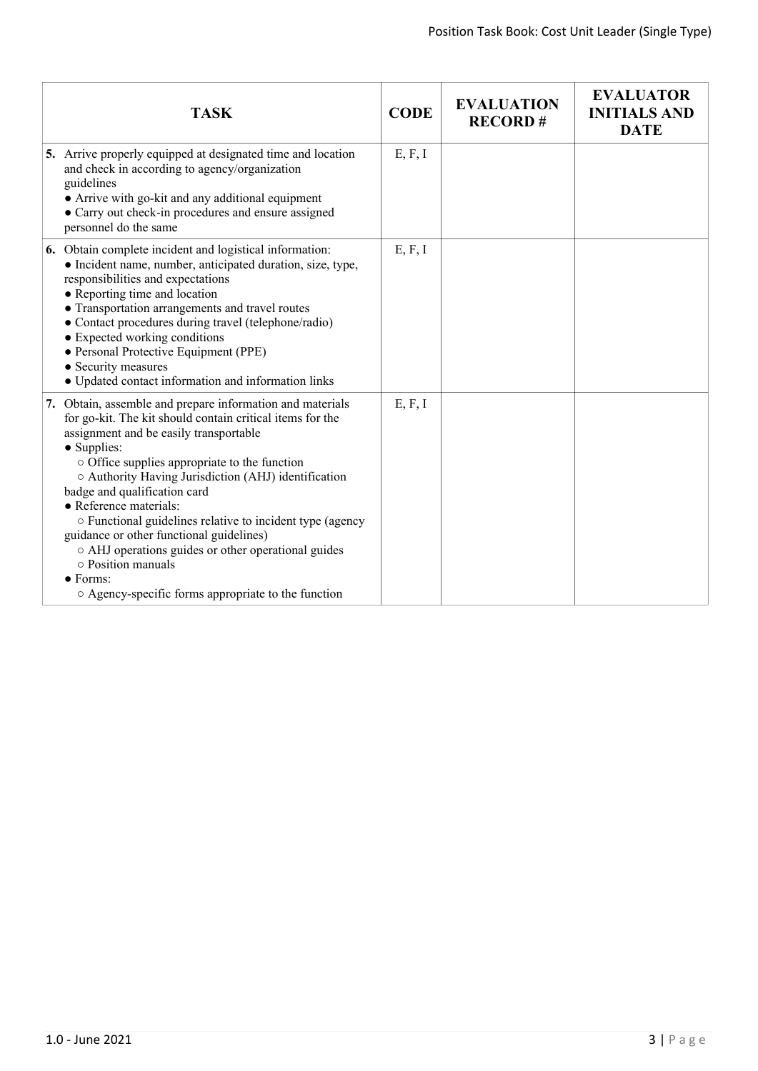| TASK | CODE | EVALUATION RECORD # | EVALUATOR INITIALS AND DATE |
|---|---|---|---|
| **5.** Arrive properly equipped at designated time and location and check in according to agency/organization guidelines<br>● Arrive with go-kit and any additional equipment<br>● Carry out check-in procedures and ensure assigned personnel do the same | E, F, I | | |
| **6.** Obtain complete incident and logistical information:<br>● Incident name, number, anticipated duration, size, type, responsibilities and expectations<br>● Reporting time and location<br>● Transportation arrangements and travel routes<br>● Contact procedures during travel (telephone/radio)<br>● Expected working conditions<br>● Personal Protective Equipment (PPE)<br>● Security measures<br>● Updated contact information and information links | E, F, I | | |
| **7.** Obtain, assemble and prepare information and materials for go-kit. The kit should contain critical items for the assignment and be easily transportable<br>● Supplies:<br>○ Office supplies appropriate to the function<br>○ Authority Having Jurisdiction (AHJ) identification badge and qualification card<br>● Reference materials:<br>○ Functional guidelines relative to incident type (agency guidance or other functional guidelines)<br>○ AHJ operations guides or other operational guides<br>○ Position manuals<br>● Forms:<br>○ Agency-specific forms appropriate to the function | E, F, I | | |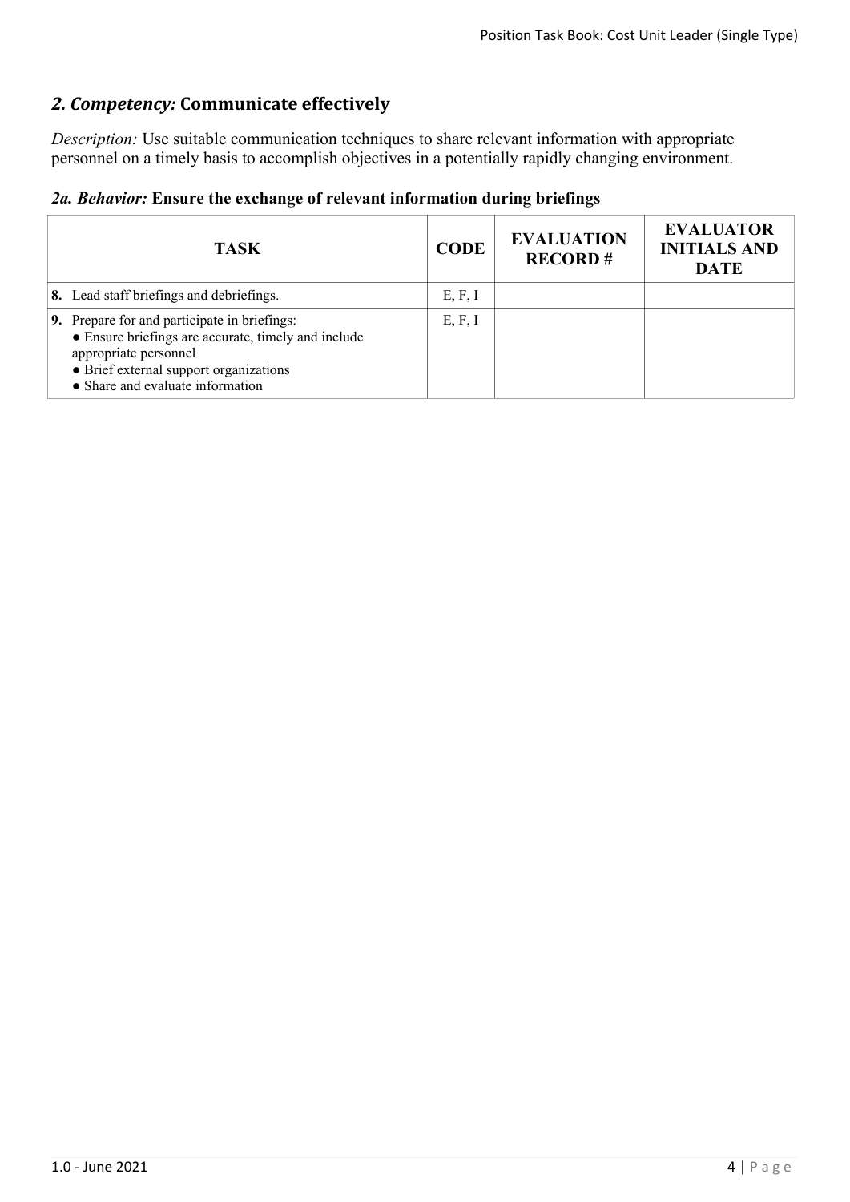## *2. Competency:* Communicate effectively

*Description:* Use suitable communication techniques to share relevant information with appropriate personnel on a timely basis to accomplish objectives in a potentially rapidly changing environment.

### *2a. Behavior:* Ensure the exchange of relevant information during briefings

| TASK | CODE | EVALUATION RECORD # | EVALUATOR INITIALS AND DATE |
|---|---|---|---|
| **8.** Lead staff briefings and debriefings. | E, F, I | | |
| **9.** Prepare for and participate in briefings:<br>● Ensure briefings are accurate, timely and include appropriate personnel<br>● Brief external support organizations<br>● Share and evaluate information | E, F, I | | |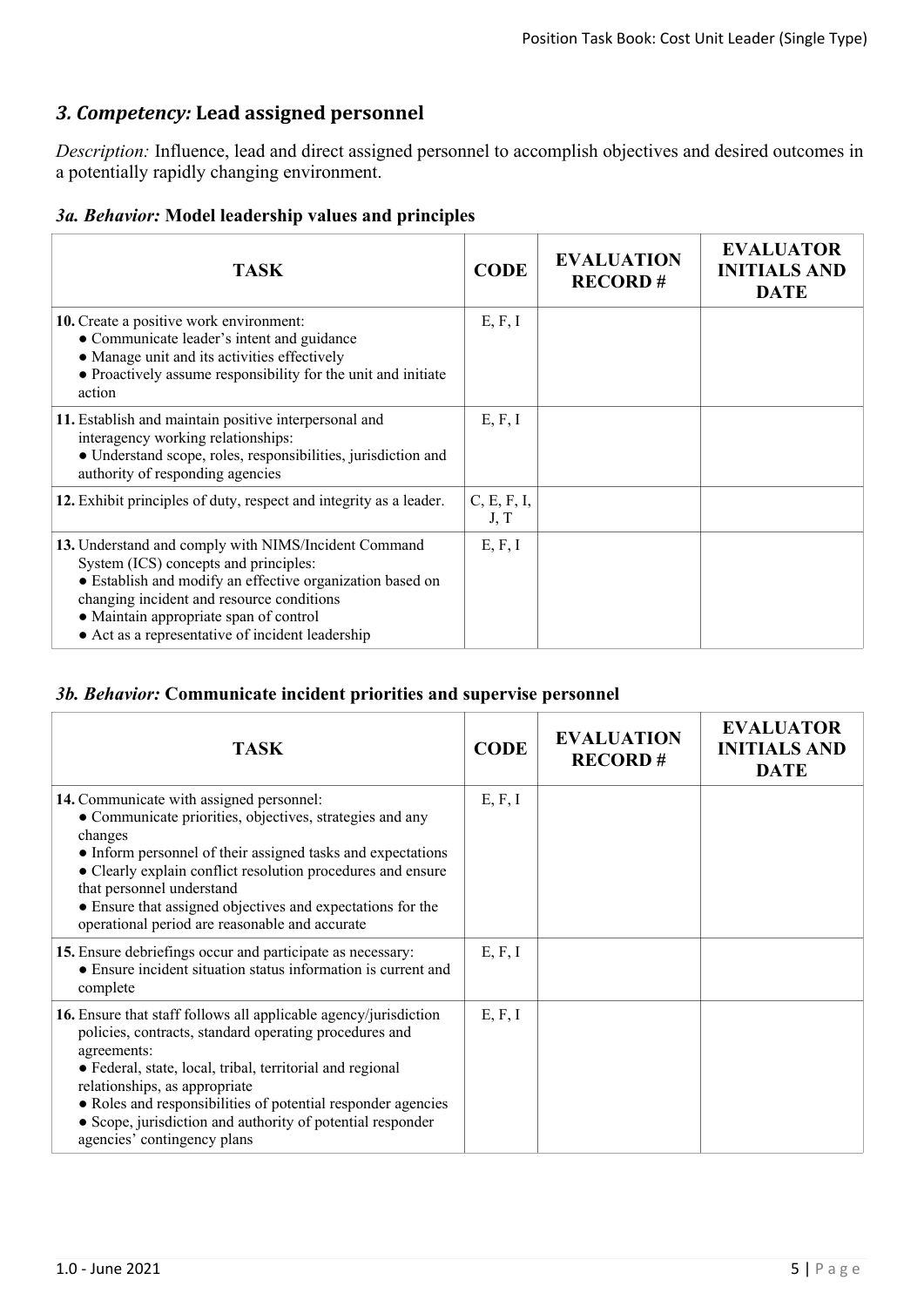## *3. Competency:* Lead assigned personnel

*Description:* Influence, lead and direct assigned personnel to accomplish objectives and desired outcomes in a potentially rapidly changing environment.

### *3a. Behavior:* Model leadership values and principles

| TASK | CODE | EVALUATION RECORD # | EVALUATOR INITIALS AND DATE |
|---|---|---|---|
| **10.** Create a positive work environment:<br>● Communicate leader's intent and guidance<br>● Manage unit and its activities effectively<br>● Proactively assume responsibility for the unit and initiate action | E, F, I | | |
| **11.** Establish and maintain positive interpersonal and interagency working relationships:<br>● Understand scope, roles, responsibilities, jurisdiction and authority of responding agencies | E, F, I | | |
| **12.** Exhibit principles of duty, respect and integrity as a leader. | C, E, F, I, J, T | | |
| **13.** Understand and comply with NIMS/Incident Command System (ICS) concepts and principles:<br>● Establish and modify an effective organization based on changing incident and resource conditions<br>● Maintain appropriate span of control<br>● Act as a representative of incident leadership | E, F, I | | |

### *3b. Behavior:* Communicate incident priorities and supervise personnel

| TASK | CODE | EVALUATION RECORD # | EVALUATOR INITIALS AND DATE |
|---|---|---|---|
| **14.** Communicate with assigned personnel:<br>● Communicate priorities, objectives, strategies and any changes<br>● Inform personnel of their assigned tasks and expectations<br>● Clearly explain conflict resolution procedures and ensure that personnel understand<br>● Ensure that assigned objectives and expectations for the operational period are reasonable and accurate | E, F, I | | |
| **15.** Ensure debriefings occur and participate as necessary:<br>● Ensure incident situation status information is current and complete | E, F, I | | |
| **16.** Ensure that staff follows all applicable agency/jurisdiction policies, contracts, standard operating procedures and agreements:<br>● Federal, state, local, tribal, territorial and regional relationships, as appropriate<br>● Roles and responsibilities of potential responder agencies<br>● Scope, jurisdiction and authority of potential responder agencies' contingency plans | E, F, I | | |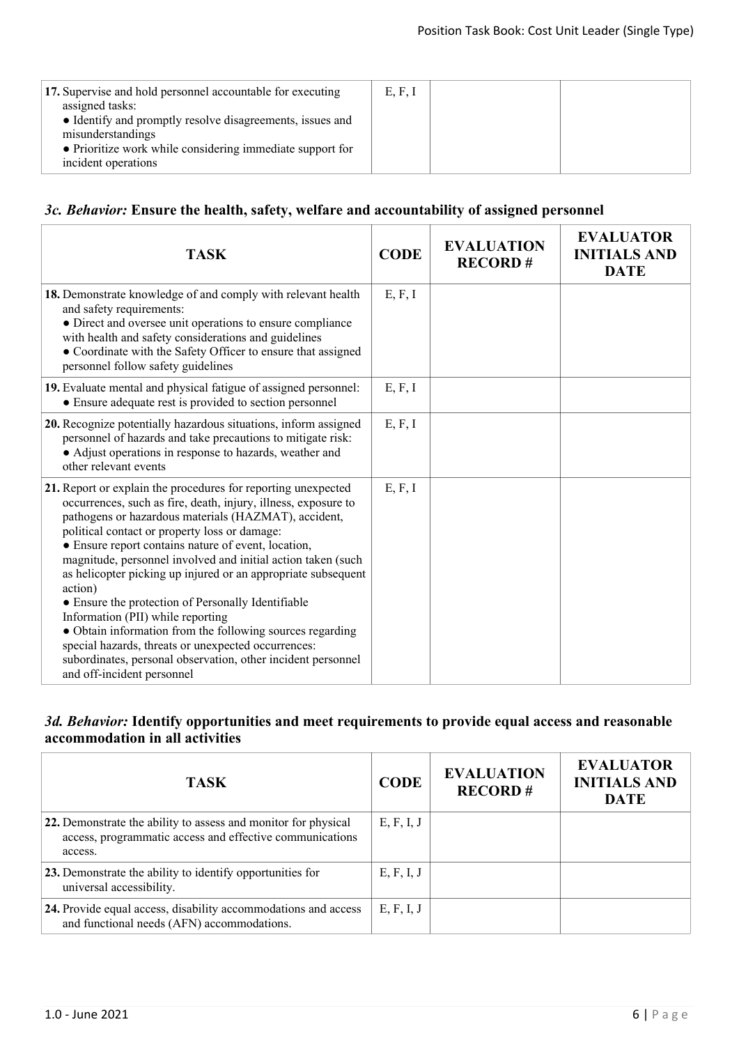| TASK | CODE | EVALUATION RECORD # | EVALUATOR INITIALS AND DATE |
|---|---|---|---|
| **17.** Supervise and hold personnel accountable for executing assigned tasks:<br>• Identify and promptly resolve disagreements, issues and misunderstandings<br>• Prioritize work while considering immediate support for incident operations | E, F, I | | |

### *3c. Behavior:* Ensure the health, safety, welfare and accountability of assigned personnel

| TASK | CODE | EVALUATION RECORD # | EVALUATOR INITIALS AND DATE |
|---|---|---|---|
| **18.** Demonstrate knowledge of and comply with relevant health and safety requirements:<br>• Direct and oversee unit operations to ensure compliance with health and safety considerations and guidelines<br>• Coordinate with the Safety Officer to ensure that assigned personnel follow safety guidelines | E, F, I | | |
| **19.** Evaluate mental and physical fatigue of assigned personnel:<br>• Ensure adequate rest is provided to section personnel | E, F, I | | |
| **20.** Recognize potentially hazardous situations, inform assigned personnel of hazards and take precautions to mitigate risk:<br>• Adjust operations in response to hazards, weather and other relevant events | E, F, I | | |
| **21.** Report or explain the procedures for reporting unexpected occurrences, such as fire, death, injury, illness, exposure to pathogens or hazardous materials (HAZMAT), accident, political contact or property loss or damage:<br>• Ensure report contains nature of event, location, magnitude, personnel involved and initial action taken (such as helicopter picking up injured or an appropriate subsequent action)<br>• Ensure the protection of Personally Identifiable Information (PII) while reporting<br>• Obtain information from the following sources regarding special hazards, threats or unexpected occurrences: subordinates, personal observation, other incident personnel and off-incident personnel | E, F, I | | |

### *3d. Behavior:* Identify opportunities and meet requirements to provide equal access and reasonable accommodation in all activities

| TASK | CODE | EVALUATION RECORD # | EVALUATOR INITIALS AND DATE |
|---|---|---|---|
| **22.** Demonstrate the ability to assess and monitor for physical access, programmatic access and effective communications access. | E, F, I, J | | |
| **23.** Demonstrate the ability to identify opportunities for universal accessibility. | E, F, I, J | | |
| **24.** Provide equal access, disability accommodations and access and functional needs (AFN) accommodations. | E, F, I, J | | |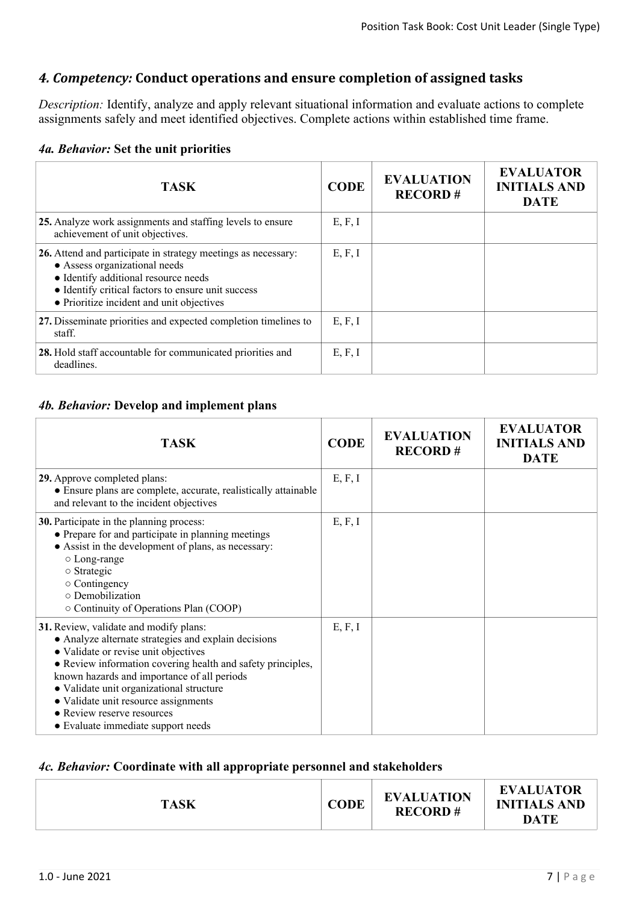## *4. Competency:* Conduct operations and ensure completion of assigned tasks

*Description:* Identify, analyze and apply relevant situational information and evaluate actions to complete assignments safely and meet identified objectives. Complete actions within established time frame.

### *4a. Behavior:* Set the unit priorities

| TASK | CODE | EVALUATION RECORD # | EVALUATOR INITIALS AND DATE |
|---|---|---|---|
| **25.** Analyze work assignments and staffing levels to ensure achievement of unit objectives. | E, F, I | | |
| **26.** Attend and participate in strategy meetings as necessary:<br>● Assess organizational needs<br>● Identify additional resource needs<br>● Identify critical factors to ensure unit success<br>● Prioritize incident and unit objectives | E, F, I | | |
| **27.** Disseminate priorities and expected completion timelines to staff. | E, F, I | | |
| **28.** Hold staff accountable for communicated priorities and deadlines. | E, F, I | | |

### *4b. Behavior:* Develop and implement plans

| TASK | CODE | EVALUATION RECORD # | EVALUATOR INITIALS AND DATE |
|---|---|---|---|
| **29.** Approve completed plans:<br>● Ensure plans are complete, accurate, realistically attainable and relevant to the incident objectives | E, F, I | | |
| **30.** Participate in the planning process:<br>● Prepare for and participate in planning meetings<br>● Assist in the development of plans, as necessary:<br>○ Long-range<br>○ Strategic<br>○ Contingency<br>○ Demobilization<br>○ Continuity of Operations Plan (COOP) | E, F, I | | |
| **31.** Review, validate and modify plans:<br>● Analyze alternate strategies and explain decisions<br>● Validate or revise unit objectives<br>● Review information covering health and safety principles, known hazards and importance of all periods<br>● Validate unit organizational structure<br>● Validate unit resource assignments<br>● Review reserve resources<br>● Evaluate immediate support needs | E, F, I | | |

### *4c. Behavior:* Coordinate with all appropriate personnel and stakeholders

| TASK | CODE | EVALUATION RECORD # | EVALUATOR INITIALS AND DATE |
|---|---|---|---|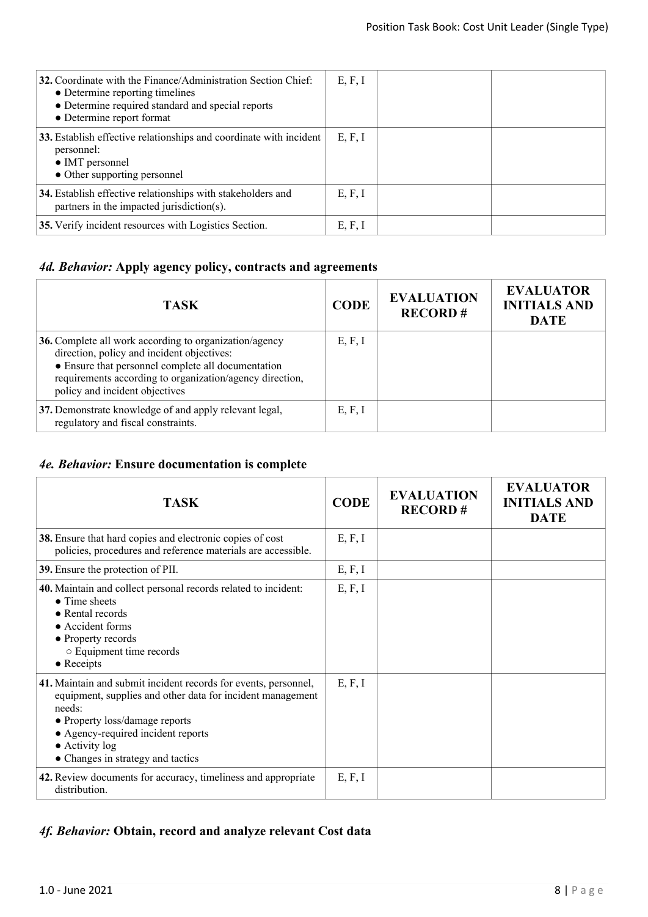| TASK | CODE | EVALUATION RECORD # | EVALUATOR INITIALS AND DATE |
|---|---|---|---|
| **32.** Coordinate with the Finance/Administration Section Chief:<br>● Determine reporting timelines<br>● Determine required standard and special reports<br>● Determine report format | E, F, I | | |
| **33.** Establish effective relationships and coordinate with incident personnel:<br>● IMT personnel<br>● Other supporting personnel | E, F, I | | |
| **34.** Establish effective relationships with stakeholders and partners in the impacted jurisdiction(s). | E, F, I | | |
| **35.** Verify incident resources with Logistics Section. | E, F, I | | |

### *4d. Behavior:* Apply agency policy, contracts and agreements

| TASK | CODE | EVALUATION RECORD # | EVALUATOR INITIALS AND DATE |
|---|---|---|---|
| **36.** Complete all work according to organization/agency direction, policy and incident objectives:<br>● Ensure that personnel complete all documentation requirements according to organization/agency direction, policy and incident objectives | E, F, I | | |
| **37.** Demonstrate knowledge of and apply relevant legal, regulatory and fiscal constraints. | E, F, I | | |

### *4e. Behavior:* Ensure documentation is complete

| TASK | CODE | EVALUATION RECORD # | EVALUATOR INITIALS AND DATE |
|---|---|---|---|
| **38.** Ensure that hard copies and electronic copies of cost policies, procedures and reference materials are accessible. | E, F, I | | |
| **39.** Ensure the protection of PII. | E, F, I | | |
| **40.** Maintain and collect personal records related to incident:<br>● Time sheets<br>● Rental records<br>● Accident forms<br>● Property records<br>○ Equipment time records<br>● Receipts | E, F, I | | |
| **41.** Maintain and submit incident records for events, personnel, equipment, supplies and other data for incident management needs:<br>● Property loss/damage reports<br>● Agency-required incident reports<br>● Activity log<br>● Changes in strategy and tactics | E, F, I | | |
| **42.** Review documents for accuracy, timeliness and appropriate distribution. | E, F, I | | |

### *4f. Behavior:* Obtain, record and analyze relevant Cost data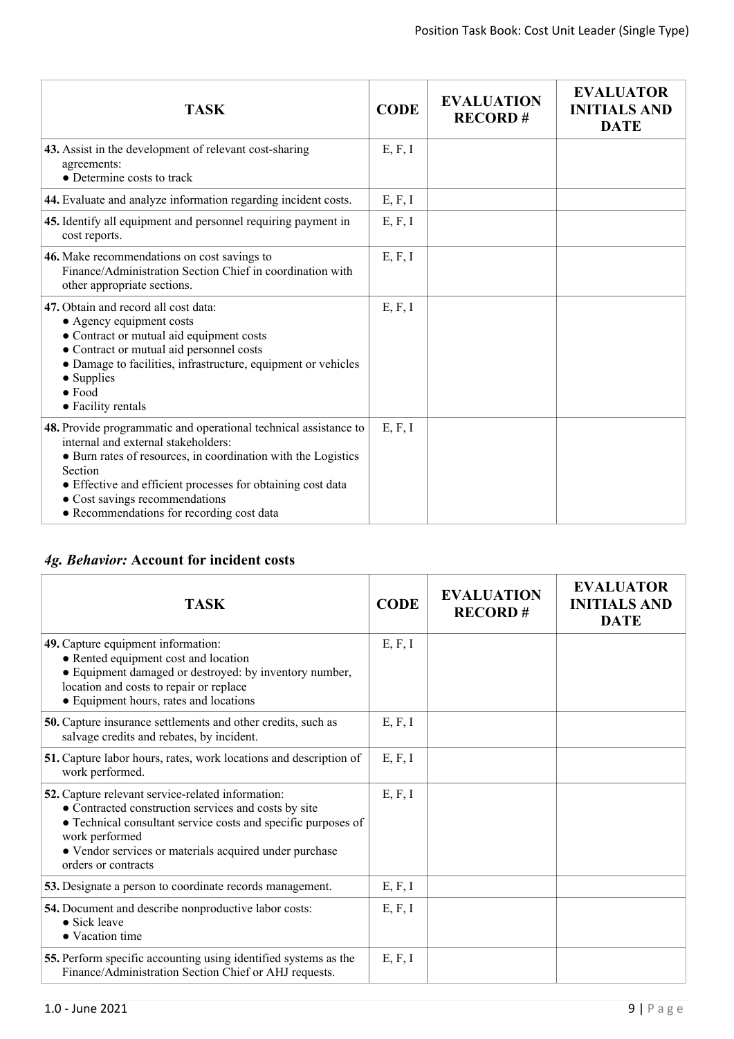| TASK | CODE | EVALUATION RECORD # | EVALUATOR INITIALS AND DATE |
|---|---|---|---|
| **43.** Assist in the development of relevant cost-sharing agreements:<br>● Determine costs to track | E, F, I | | |
| **44.** Evaluate and analyze information regarding incident costs. | E, F, I | | |
| **45.** Identify all equipment and personnel requiring payment in cost reports. | E, F, I | | |
| **46.** Make recommendations on cost savings to Finance/Administration Section Chief in coordination with other appropriate sections. | E, F, I | | |
| **47.** Obtain and record all cost data:<br>● Agency equipment costs<br>● Contract or mutual aid equipment costs<br>● Contract or mutual aid personnel costs<br>● Damage to facilities, infrastructure, equipment or vehicles<br>● Supplies<br>● Food<br>● Facility rentals | E, F, I | | |
| **48.** Provide programmatic and operational technical assistance to internal and external stakeholders:<br>● Burn rates of resources, in coordination with the Logistics Section<br>● Effective and efficient processes for obtaining cost data<br>● Cost savings recommendations<br>● Recommendations for recording cost data | E, F, I | | |

### *4g. Behavior:* Account for incident costs

| TASK | CODE | EVALUATION RECORD # | EVALUATOR INITIALS AND DATE |
|---|---|---|---|
| **49.** Capture equipment information:<br>● Rented equipment cost and location<br>● Equipment damaged or destroyed: by inventory number, location and costs to repair or replace<br>● Equipment hours, rates and locations | E, F, I | | |
| **50.** Capture insurance settlements and other credits, such as salvage credits and rebates, by incident. | E, F, I | | |
| **51.** Capture labor hours, rates, work locations and description of work performed. | E, F, I | | |
| **52.** Capture relevant service-related information:<br>● Contracted construction services and costs by site<br>● Technical consultant service costs and specific purposes of work performed<br>● Vendor services or materials acquired under purchase orders or contracts | E, F, I | | |
| **53.** Designate a person to coordinate records management. | E, F, I | | |
| **54.** Document and describe nonproductive labor costs:<br>● Sick leave<br>● Vacation time | E, F, I | | |
| **55.** Perform specific accounting using identified systems as the Finance/Administration Section Chief or AHJ requests. | E, F, I | | |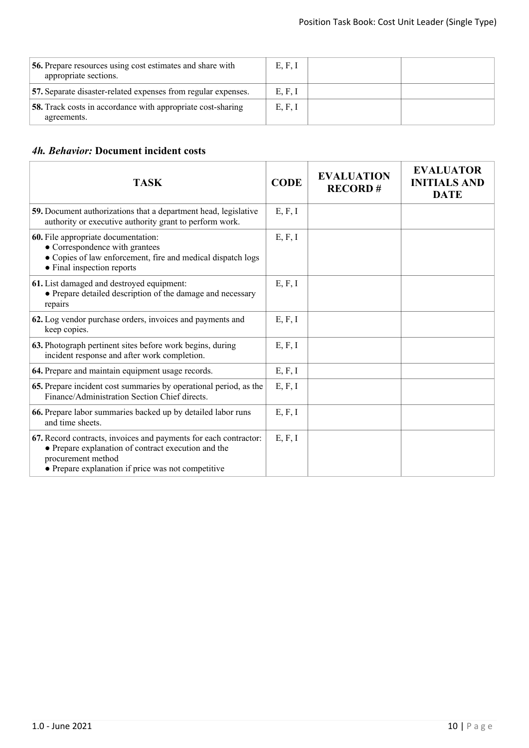| TASK | CODE | EVALUATION RECORD # | EVALUATOR INITIALS AND DATE |
|---|---|---|---|
| **56.** Prepare resources using cost estimates and share with appropriate sections. | E, F, I | | |
| **57.** Separate disaster-related expenses from regular expenses. | E, F, I | | |
| **58.** Track costs in accordance with appropriate cost-sharing agreements. | E, F, I | | |

### *4h. Behavior:* Document incident costs

| TASK | CODE | EVALUATION RECORD # | EVALUATOR INITIALS AND DATE |
|---|---|---|---|
| **59.** Document authorizations that a department head, legislative authority or executive authority grant to perform work. | E, F, I | | |
| **60.** File appropriate documentation:<br>● Correspondence with grantees<br>● Copies of law enforcement, fire and medical dispatch logs<br>● Final inspection reports | E, F, I | | |
| **61.** List damaged and destroyed equipment:<br>● Prepare detailed description of the damage and necessary repairs | E, F, I | | |
| **62.** Log vendor purchase orders, invoices and payments and keep copies. | E, F, I | | |
| **63.** Photograph pertinent sites before work begins, during incident response and after work completion. | E, F, I | | |
| **64.** Prepare and maintain equipment usage records. | E, F, I | | |
| **65.** Prepare incident cost summaries by operational period, as the Finance/Administration Section Chief directs. | E, F, I | | |
| **66.** Prepare labor summaries backed up by detailed labor runs and time sheets. | E, F, I | | |
| **67.** Record contracts, invoices and payments for each contractor:<br>● Prepare explanation of contract execution and the procurement method<br>● Prepare explanation if price was not competitive | E, F, I | | |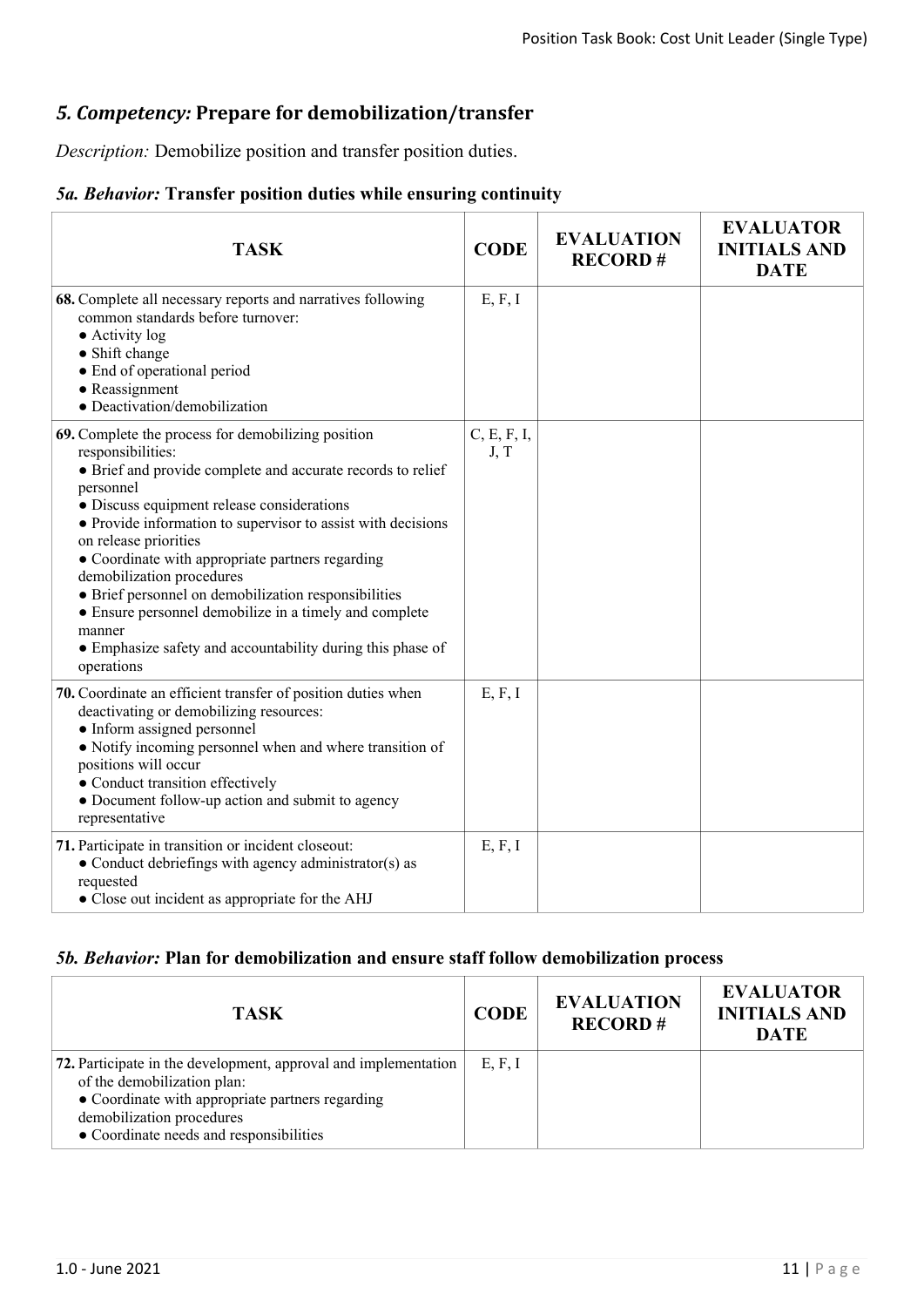## *5. Competency:* Prepare for demobilization/transfer

*Description:* Demobilize position and transfer position duties.

### *5a. Behavior:* Transfer position duties while ensuring continuity

| TASK | CODE | EVALUATION RECORD # | EVALUATOR INITIALS AND DATE |
|---|---|---|---|
| **68.** Complete all necessary reports and narratives following common standards before turnover:<br>● Activity log<br>● Shift change<br>● End of operational period<br>● Reassignment<br>● Deactivation/demobilization | E, F, I | | |
| **69.** Complete the process for demobilizing position responsibilities:<br>● Brief and provide complete and accurate records to relief personnel<br>● Discuss equipment release considerations<br>● Provide information to supervisor to assist with decisions on release priorities<br>● Coordinate with appropriate partners regarding demobilization procedures<br>● Brief personnel on demobilization responsibilities<br>● Ensure personnel demobilize in a timely and complete manner<br>● Emphasize safety and accountability during this phase of operations | C, E, F, I, J, T | | |
| **70.** Coordinate an efficient transfer of position duties when deactivating or demobilizing resources:<br>● Inform assigned personnel<br>● Notify incoming personnel when and where transition of positions will occur<br>● Conduct transition effectively<br>● Document follow-up action and submit to agency representative | E, F, I | | |
| **71.** Participate in transition or incident closeout:<br>● Conduct debriefings with agency administrator(s) as requested<br>● Close out incident as appropriate for the AHJ | E, F, I | | |

### *5b. Behavior:* Plan for demobilization and ensure staff follow demobilization process

| TASK | CODE | EVALUATION RECORD # | EVALUATOR INITIALS AND DATE |
|---|---|---|---|
| **72.** Participate in the development, approval and implementation of the demobilization plan:<br>● Coordinate with appropriate partners regarding demobilization procedures<br>● Coordinate needs and responsibilities | E, F, I | | |